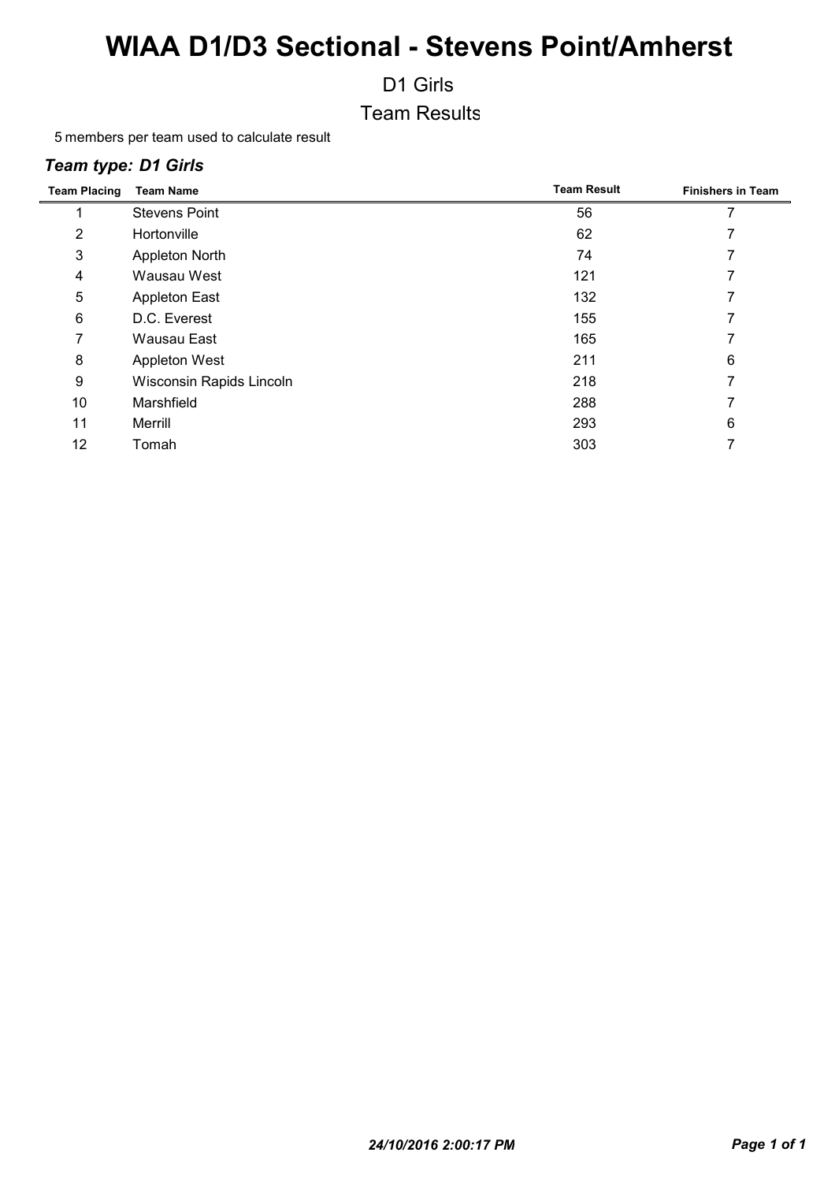# WIAA D1/D3 Sectional - Stevens Point/Amherst

## D1 Girls

## Team Results

5 members per team used to calculate result

### *Team type: D1 Girls*

| Team Placing | Team Name | Team Result | Finishers in Team |
|---|---|---|---|
| 1 | Stevens Point | 56 | 7 |
| 2 | Hortonville | 62 | 7 |
| 3 | Appleton North | 74 | 7 |
| 4 | Wausau West | 121 | 7 |
| 5 | Appleton East | 132 | 7 |
| 6 | D.C. Everest | 155 | 7 |
| 7 | Wausau East | 165 | 7 |
| 8 | Appleton West | 211 | 6 |
| 9 | Wisconsin Rapids Lincoln | 218 | 7 |
| 10 | Marshfield | 288 | 7 |
| 11 | Merrill | 293 | 6 |
| 12 | Tomah | 303 | 7 |

*24/10/2016 2:00:17 PM*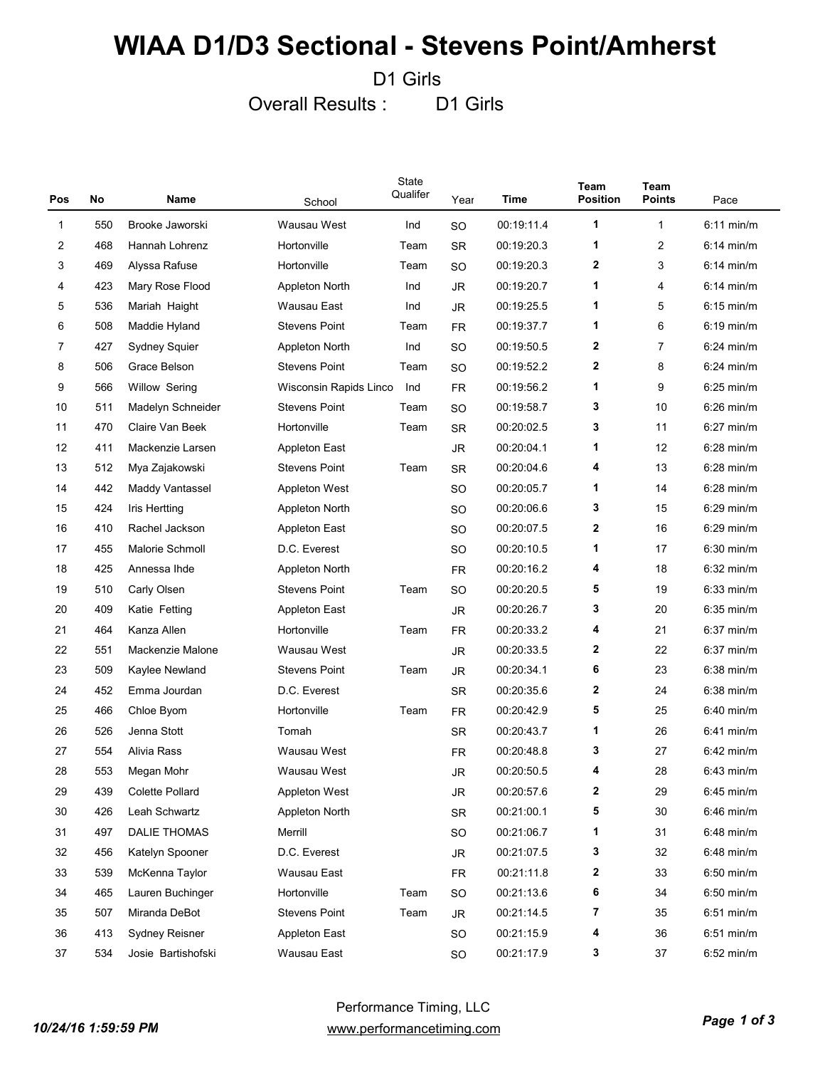# WIAA D1/D3 Sectional - Stevens Point/Amherst

D1 Girls

Overall Results : D1 Girls

| Pos | No | Name | School | State Qualifer | Year | Time | Team Position | Team Points | Pace |
|---|---|---|---|---|---|---|---|---|---|
| 1 | 550 | Brooke Jaworski | Wausau West | Ind | SO | 00:19:11.4 | 1 | 1 | 6:11 min/m |
| 2 | 468 | Hannah Lohrenz | Hortonville | Team | SR | 00:19:20.3 | 1 | 2 | 6:14 min/m |
| 3 | 469 | Alyssa Rafuse | Hortonville | Team | SO | 00:19:20.3 | 2 | 3 | 6:14 min/m |
| 4 | 423 | Mary Rose Flood | Appleton North | Ind | JR | 00:19:20.7 | 1 | 4 | 6:14 min/m |
| 5 | 536 | Mariah Haight | Wausau East | Ind | JR | 00:19:25.5 | 1 | 5 | 6:15 min/m |
| 6 | 508 | Maddie Hyland | Stevens Point | Team | FR | 00:19:37.7 | 1 | 6 | 6:19 min/m |
| 7 | 427 | Sydney Squier | Appleton North | Ind | SO | 00:19:50.5 | 2 | 7 | 6:24 min/m |
| 8 | 506 | Grace Belson | Stevens Point | Team | SO | 00:19:52.2 | 2 | 8 | 6:24 min/m |
| 9 | 566 | Willow Sering | Wisconsin Rapids Linco | Ind | FR | 00:19:56.2 | 1 | 9 | 6:25 min/m |
| 10 | 511 | Madelyn Schneider | Stevens Point | Team | SO | 00:19:58.7 | 3 | 10 | 6:26 min/m |
| 11 | 470 | Claire Van Beek | Hortonville | Team | SR | 00:20:02.5 | 3 | 11 | 6:27 min/m |
| 12 | 411 | Mackenzie Larsen | Appleton East | | JR | 00:20:04.1 | 1 | 12 | 6:28 min/m |
| 13 | 512 | Mya Zajakowski | Stevens Point | Team | SR | 00:20:04.6 | 4 | 13 | 6:28 min/m |
| 14 | 442 | Maddy Vantassel | Appleton West | | SO | 00:20:05.7 | 1 | 14 | 6:28 min/m |
| 15 | 424 | Iris Hertting | Appleton North | | SO | 00:20:06.6 | 3 | 15 | 6:29 min/m |
| 16 | 410 | Rachel Jackson | Appleton East | | SO | 00:20:07.5 | 2 | 16 | 6:29 min/m |
| 17 | 455 | Malorie Schmoll | D.C. Everest | | SO | 00:20:10.5 | 1 | 17 | 6:30 min/m |
| 18 | 425 | Annessa Ihde | Appleton North | | FR | 00:20:16.2 | 4 | 18 | 6:32 min/m |
| 19 | 510 | Carly Olsen | Stevens Point | Team | SO | 00:20:20.5 | 5 | 19 | 6:33 min/m |
| 20 | 409 | Katie Fetting | Appleton East | | JR | 00:20:26.7 | 3 | 20 | 6:35 min/m |
| 21 | 464 | Kanza Allen | Hortonville | Team | FR | 00:20:33.2 | 4 | 21 | 6:37 min/m |
| 22 | 551 | Mackenzie Malone | Wausau West | | JR | 00:20:33.5 | 2 | 22 | 6:37 min/m |
| 23 | 509 | Kaylee Newland | Stevens Point | Team | JR | 00:20:34.1 | 6 | 23 | 6:38 min/m |
| 24 | 452 | Emma Jourdan | D.C. Everest | | SR | 00:20:35.6 | 2 | 24 | 6:38 min/m |
| 25 | 466 | Chloe Byom | Hortonville | Team | FR | 00:20:42.9 | 5 | 25 | 6:40 min/m |
| 26 | 526 | Jenna Stott | Tomah | | SR | 00:20:43.7 | 1 | 26 | 6:41 min/m |
| 27 | 554 | Alivia Rass | Wausau West | | FR | 00:20:48.8 | 3 | 27 | 6:42 min/m |
| 28 | 553 | Megan Mohr | Wausau West | | JR | 00:20:50.5 | 4 | 28 | 6:43 min/m |
| 29 | 439 | Colette Pollard | Appleton West | | JR | 00:20:57.6 | 2 | 29 | 6:45 min/m |
| 30 | 426 | Leah Schwartz | Appleton North | | SR | 00:21:00.1 | 5 | 30 | 6:46 min/m |
| 31 | 497 | DALIE THOMAS | Merrill | | SO | 00:21:06.7 | 1 | 31 | 6:48 min/m |
| 32 | 456 | Katelyn Spooner | D.C. Everest | | JR | 00:21:07.5 | 3 | 32 | 6:48 min/m |
| 33 | 539 | McKenna Taylor | Wausau East | | FR | 00:21:11.8 | 2 | 33 | 6:50 min/m |
| 34 | 465 | Lauren Buchinger | Hortonville | Team | SO | 00:21:13.6 | 6 | 34 | 6:50 min/m |
| 35 | 507 | Miranda DeBot | Stevens Point | Team | JR | 00:21:14.5 | 7 | 35 | 6:51 min/m |
| 36 | 413 | Sydney Reisner | Appleton East | | SO | 00:21:15.9 | 4 | 36 | 6:51 min/m |
| 37 | 534 | Josie Bartishofski | Wausau East | | SO | 00:21:17.9 | 3 | 37 | 6:52 min/m |

Performance Timing, LLC
www.performancetiming.com

10/24/16 1:59:59 PM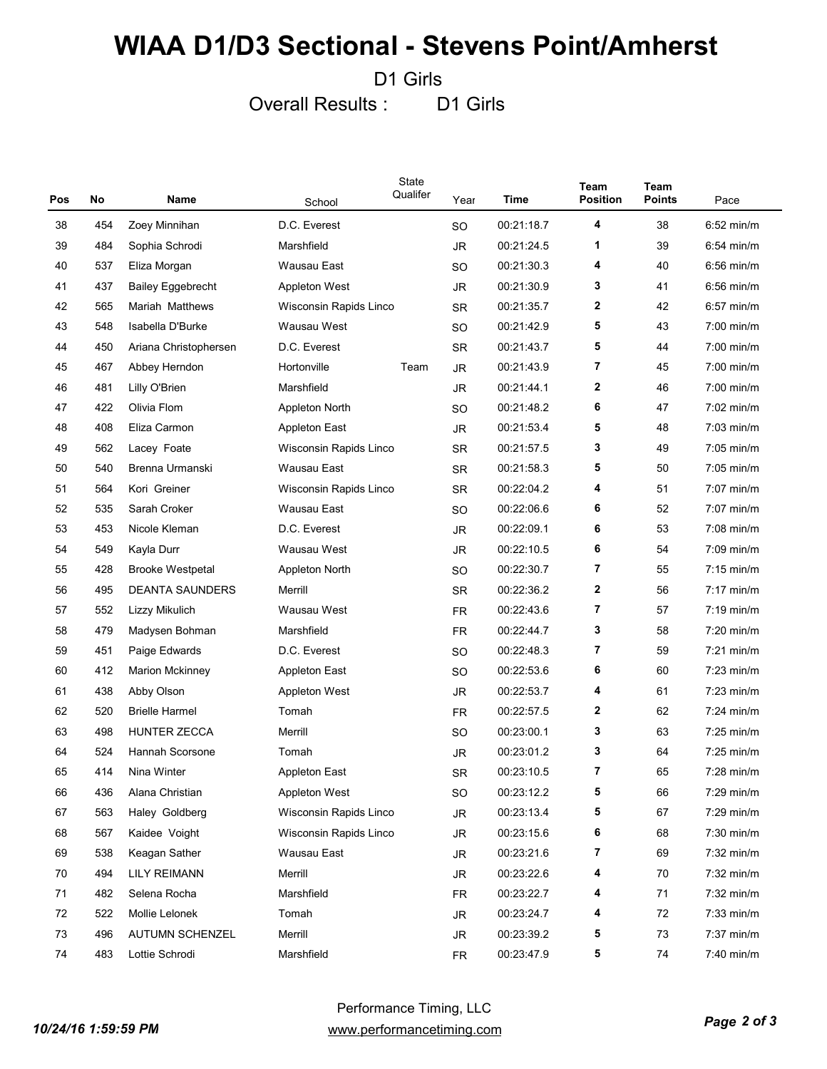# WIAA D1/D3 Sectional - Stevens Point/Amherst

D1 Girls

Overall Results : D1 Girls

| Pos | No | Name | School | State Qualifer | Year | Time | Team Position | Team Points | Pace |
|---|---|---|---|---|---|---|---|---|---|
| 38 | 454 | Zoey Minnihan | D.C. Everest | | SO | 00:21:18.7 | 4 | 38 | 6:52 min/m |
| 39 | 484 | Sophia Schrodi | Marshfield | | JR | 00:21:24.5 | 1 | 39 | 6:54 min/m |
| 40 | 537 | Eliza Morgan | Wausau East | | SO | 00:21:30.3 | 4 | 40 | 6:56 min/m |
| 41 | 437 | Bailey Eggebrecht | Appleton West | | JR | 00:21:30.9 | 3 | 41 | 6:56 min/m |
| 42 | 565 | Mariah Matthews | Wisconsin Rapids Linco | | SR | 00:21:35.7 | 2 | 42 | 6:57 min/m |
| 43 | 548 | Isabella D'Burke | Wausau West | | SO | 00:21:42.9 | 5 | 43 | 7:00 min/m |
| 44 | 450 | Ariana Christophersen | D.C. Everest | | SR | 00:21:43.7 | 5 | 44 | 7:00 min/m |
| 45 | 467 | Abbey Herndon | Hortonville | Team | JR | 00:21:43.9 | 7 | 45 | 7:00 min/m |
| 46 | 481 | Lilly O'Brien | Marshfield | | JR | 00:21:44.1 | 2 | 46 | 7:00 min/m |
| 47 | 422 | Olivia Flom | Appleton North | | SO | 00:21:48.2 | 6 | 47 | 7:02 min/m |
| 48 | 408 | Eliza Carmon | Appleton East | | JR | 00:21:53.4 | 5 | 48 | 7:03 min/m |
| 49 | 562 | Lacey Foate | Wisconsin Rapids Linco | | SR | 00:21:57.5 | 3 | 49 | 7:05 min/m |
| 50 | 540 | Brenna Urmanski | Wausau East | | SR | 00:21:58.3 | 5 | 50 | 7:05 min/m |
| 51 | 564 | Kori Greiner | Wisconsin Rapids Linco | | SR | 00:22:04.2 | 4 | 51 | 7:07 min/m |
| 52 | 535 | Sarah Croker | Wausau East | | SO | 00:22:06.6 | 6 | 52 | 7:07 min/m |
| 53 | 453 | Nicole Kleman | D.C. Everest | | JR | 00:22:09.1 | 6 | 53 | 7:08 min/m |
| 54 | 549 | Kayla Durr | Wausau West | | JR | 00:22:10.5 | 6 | 54 | 7:09 min/m |
| 55 | 428 | Brooke Westpetal | Appleton North | | SO | 00:22:30.7 | 7 | 55 | 7:15 min/m |
| 56 | 495 | DEANTA SAUNDERS | Merrill | | SR | 00:22:36.2 | 2 | 56 | 7:17 min/m |
| 57 | 552 | Lizzy Mikulich | Wausau West | | FR | 00:22:43.6 | 7 | 57 | 7:19 min/m |
| 58 | 479 | Madysen Bohman | Marshfield | | FR | 00:22:44.7 | 3 | 58 | 7:20 min/m |
| 59 | 451 | Paige Edwards | D.C. Everest | | SO | 00:22:48.3 | 7 | 59 | 7:21 min/m |
| 60 | 412 | Marion Mckinney | Appleton East | | SO | 00:22:53.6 | 6 | 60 | 7:23 min/m |
| 61 | 438 | Abby Olson | Appleton West | | JR | 00:22:53.7 | 4 | 61 | 7:23 min/m |
| 62 | 520 | Brielle Harmel | Tomah | | FR | 00:22:57.5 | 2 | 62 | 7:24 min/m |
| 63 | 498 | HUNTER ZECCA | Merrill | | SO | 00:23:00.1 | 3 | 63 | 7:25 min/m |
| 64 | 524 | Hannah Scorsone | Tomah | | JR | 00:23:01.2 | 3 | 64 | 7:25 min/m |
| 65 | 414 | Nina Winter | Appleton East | | SR | 00:23:10.5 | 7 | 65 | 7:28 min/m |
| 66 | 436 | Alana Christian | Appleton West | | SO | 00:23:12.2 | 5 | 66 | 7:29 min/m |
| 67 | 563 | Haley Goldberg | Wisconsin Rapids Linco | | JR | 00:23:13.4 | 5 | 67 | 7:29 min/m |
| 68 | 567 | Kaidee Voight | Wisconsin Rapids Linco | | JR | 00:23:15.6 | 6 | 68 | 7:30 min/m |
| 69 | 538 | Keagan Sather | Wausau East | | JR | 00:23:21.6 | 7 | 69 | 7:32 min/m |
| 70 | 494 | LILY REIMANN | Merrill | | JR | 00:23:22.6 | 4 | 70 | 7:32 min/m |
| 71 | 482 | Selena Rocha | Marshfield | | FR | 00:23:22.7 | 4 | 71 | 7:32 min/m |
| 72 | 522 | Mollie Lelonek | Tomah | | JR | 00:23:24.7 | 4 | 72 | 7:33 min/m |
| 73 | 496 | AUTUMN SCHENZEL | Merrill | | JR | 00:23:39.2 | 5 | 73 | 7:37 min/m |
| 74 | 483 | Lottie Schrodi | Marshfield | | FR | 00:23:47.9 | 5 | 74 | 7:40 min/m |

Performance Timing, LLC
www.performancetiming.com

10/24/16 1:59:59 PM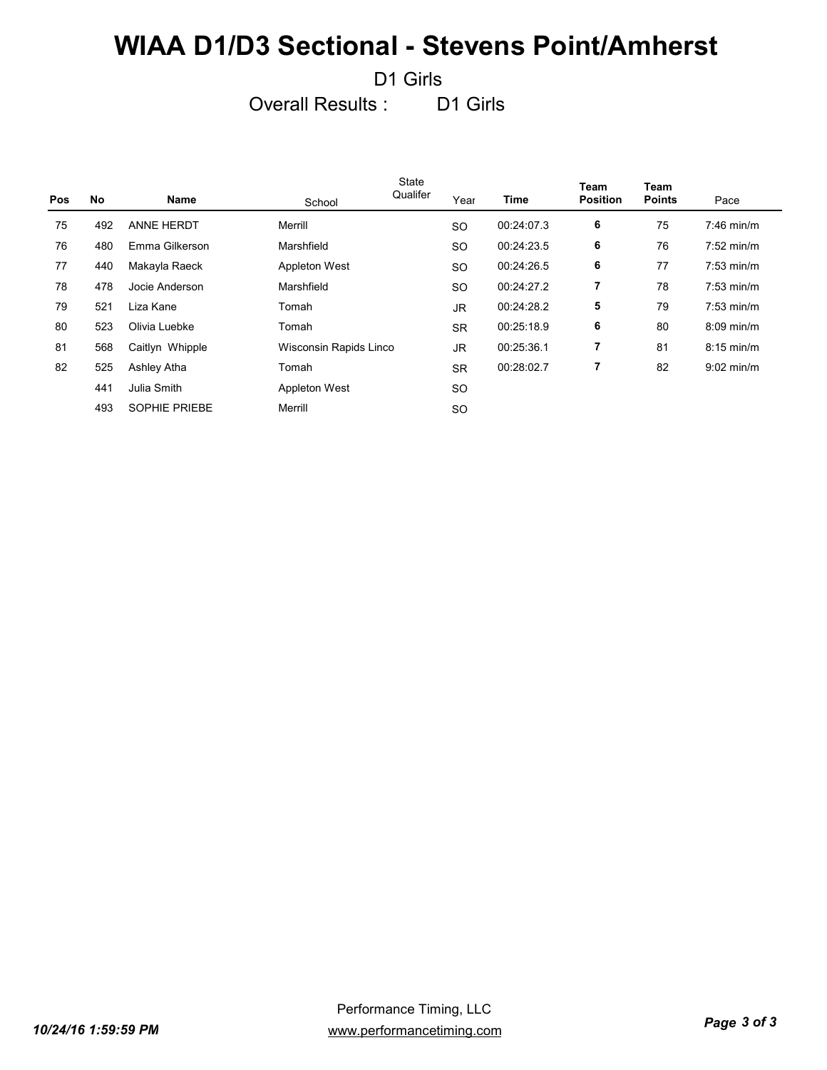# WIAA D1/D3 Sectional - Stevens Point/Amherst

D1 Girls

Overall Results : D1 Girls

| Pos | No | Name | School | State Qualifer | Year | Time | Team Position | Team Points | Pace |
|---|---|---|---|---|---|---|---|---|---|
| 75 | 492 | ANNE HERDT | Merrill | | SO | 00:24:07.3 | 6 | 75 | 7:46 min/m |
| 76 | 480 | Emma Gilkerson | Marshfield | | SO | 00:24:23.5 | 6 | 76 | 7:52 min/m |
| 77 | 440 | Makayla Raeck | Appleton West | | SO | 00:24:26.5 | 6 | 77 | 7:53 min/m |
| 78 | 478 | Jocie Anderson | Marshfield | | SO | 00:24:27.2 | 7 | 78 | 7:53 min/m |
| 79 | 521 | Liza Kane | Tomah | | JR | 00:24:28.2 | 5 | 79 | 7:53 min/m |
| 80 | 523 | Olivia Luebke | Tomah | | SR | 00:25:18.9 | 6 | 80 | 8:09 min/m |
| 81 | 568 | Caitlyn Whipple | Wisconsin Rapids Linco | | JR | 00:25:36.1 | 7 | 81 | 8:15 min/m |
| 82 | 525 | Ashley Atha | Tomah | | SR | 00:28:02.7 | 7 | 82 | 9:02 min/m |
| | 441 | Julia Smith | Appleton West | | SO | | | | |
| | 493 | SOPHIE PRIEBE | Merrill | | SO | | | | |

Performance Timing, LLC
www.performancetiming.com

10/24/16 1:59:59 PM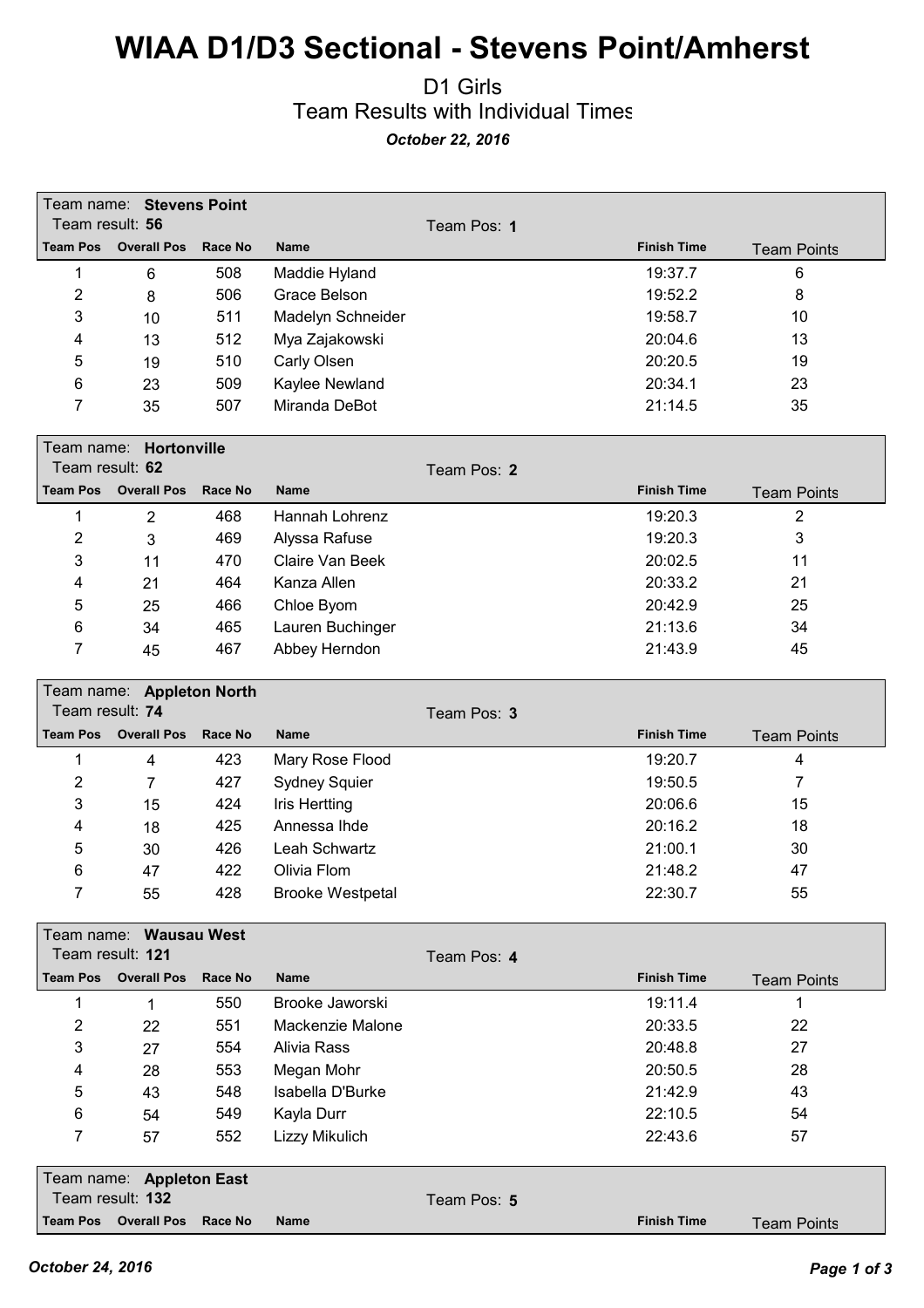# WIAA D1/D3 Sectional - Stevens Point/Amherst

## D1 Girls

### Team Results with Individual Times

***October 22, 2016***

Team name: **Stevens Point**
Team result: **56**
Team Pos: **1**

| Team Pos | Overall Pos | Race No | Name | Finish Time | Team Points |
|---|---|---|---|---|---|
| 1 | 6 | 508 | Maddie Hyland | 19:37.7 | 6 |
| 2 | 8 | 506 | Grace Belson | 19:52.2 | 8 |
| 3 | 10 | 511 | Madelyn Schneider | 19:58.7 | 10 |
| 4 | 13 | 512 | Mya Zajakowski | 20:04.6 | 13 |
| 5 | 19 | 510 | Carly Olsen | 20:20.5 | 19 |
| 6 | 23 | 509 | Kaylee Newland | 20:34.1 | 23 |
| 7 | 35 | 507 | Miranda DeBot | 21:14.5 | 35 |

Team name: **Hortonville**
Team result: **62**
Team Pos: **2**

| Team Pos | Overall Pos | Race No | Name | Finish Time | Team Points |
|---|---|---|---|---|---|
| 1 | 2 | 468 | Hannah Lohrenz | 19:20.3 | 2 |
| 2 | 3 | 469 | Alyssa Rafuse | 19:20.3 | 3 |
| 3 | 11 | 470 | Claire Van Beek | 20:02.5 | 11 |
| 4 | 21 | 464 | Kanza Allen | 20:33.2 | 21 |
| 5 | 25 | 466 | Chloe Byom | 20:42.9 | 25 |
| 6 | 34 | 465 | Lauren Buchinger | 21:13.6 | 34 |
| 7 | 45 | 467 | Abbey Herndon | 21:43.9 | 45 |

Team name: **Appleton North**
Team result: **74**
Team Pos: **3**

| Team Pos | Overall Pos | Race No | Name | Finish Time | Team Points |
|---|---|---|---|---|---|
| 1 | 4 | 423 | Mary Rose Flood | 19:20.7 | 4 |
| 2 | 7 | 427 | Sydney Squier | 19:50.5 | 7 |
| 3 | 15 | 424 | Iris Hertting | 20:06.6 | 15 |
| 4 | 18 | 425 | Annessa Ihde | 20:16.2 | 18 |
| 5 | 30 | 426 | Leah Schwartz | 21:00.1 | 30 |
| 6 | 47 | 422 | Olivia Flom | 21:48.2 | 47 |
| 7 | 55 | 428 | Brooke Westpetal | 22:30.7 | 55 |

Team name: **Wausau West**
Team result: **121**
Team Pos: **4**

| Team Pos | Overall Pos | Race No | Name | Finish Time | Team Points |
|---|---|---|---|---|---|
| 1 | 1 | 550 | Brooke Jaworski | 19:11.4 | 1 |
| 2 | 22 | 551 | Mackenzie Malone | 20:33.5 | 22 |
| 3 | 27 | 554 | Alivia Rass | 20:48.8 | 27 |
| 4 | 28 | 553 | Megan Mohr | 20:50.5 | 28 |
| 5 | 43 | 548 | Isabella D'Burke | 21:42.9 | 43 |
| 6 | 54 | 549 | Kayla Durr | 22:10.5 | 54 |
| 7 | 57 | 552 | Lizzy Mikulich | 22:43.6 | 57 |

Team name: **Appleton East**
Team result: **132**
Team Pos: **5**

| Team Pos | Overall Pos | Race No | Name | Finish Time | Team Points |
|---|---|---|---|---|---|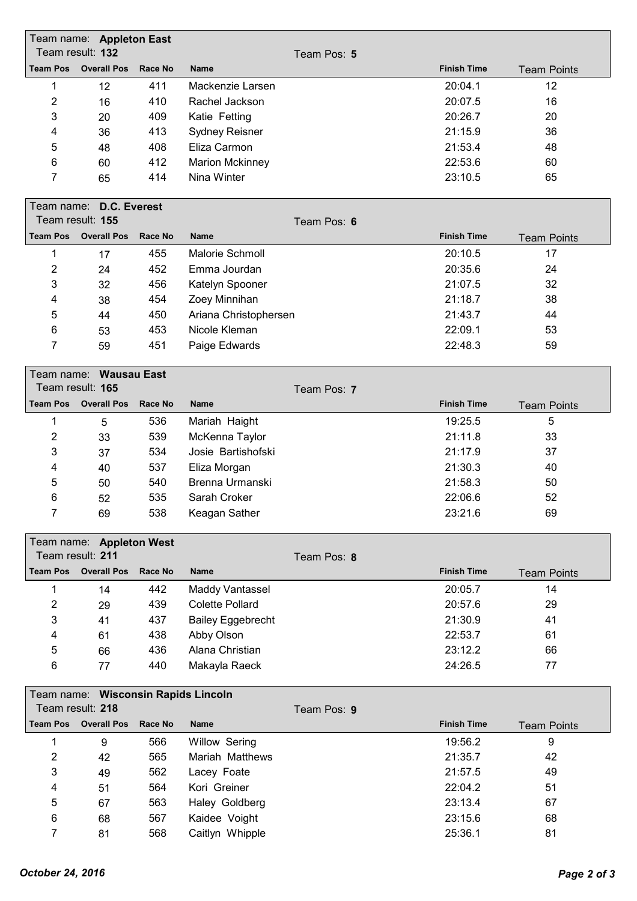Team name: **Appleton East**
Team result: **132** Team Pos: **5**

| Team Pos | Overall Pos | Race No | Name | Finish Time | Team Points |
|---|---|---|---|---|---|
| 1 | 12 | 411 | Mackenzie Larsen | 20:04.1 | 12 |
| 2 | 16 | 410 | Rachel Jackson | 20:07.5 | 16 |
| 3 | 20 | 409 | Katie Fetting | 20:26.7 | 20 |
| 4 | 36 | 413 | Sydney Reisner | 21:15.9 | 36 |
| 5 | 48 | 408 | Eliza Carmon | 21:53.4 | 48 |
| 6 | 60 | 412 | Marion Mckinney | 22:53.6 | 60 |
| 7 | 65 | 414 | Nina Winter | 23:10.5 | 65 |

Team name: **D.C. Everest**
Team result: **155** Team Pos: **6**

| Team Pos | Overall Pos | Race No | Name | Finish Time | Team Points |
|---|---|---|---|---|---|
| 1 | 17 | 455 | Malorie Schmoll | 20:10.5 | 17 |
| 2 | 24 | 452 | Emma Jourdan | 20:35.6 | 24 |
| 3 | 32 | 456 | Katelyn Spooner | 21:07.5 | 32 |
| 4 | 38 | 454 | Zoey Minnihan | 21:18.7 | 38 |
| 5 | 44 | 450 | Ariana Christophersen | 21:43.7 | 44 |
| 6 | 53 | 453 | Nicole Kleman | 22:09.1 | 53 |
| 7 | 59 | 451 | Paige Edwards | 22:48.3 | 59 |

Team name: **Wausau East**
Team result: **165** Team Pos: **7**

| Team Pos | Overall Pos | Race No | Name | Finish Time | Team Points |
|---|---|---|---|---|---|
| 1 | 5 | 536 | Mariah Haight | 19:25.5 | 5 |
| 2 | 33 | 539 | McKenna Taylor | 21:11.8 | 33 |
| 3 | 37 | 534 | Josie Bartishofski | 21:17.9 | 37 |
| 4 | 40 | 537 | Eliza Morgan | 21:30.3 | 40 |
| 5 | 50 | 540 | Brenna Urmanski | 21:58.3 | 50 |
| 6 | 52 | 535 | Sarah Croker | 22:06.6 | 52 |
| 7 | 69 | 538 | Keagan Sather | 23:21.6 | 69 |

Team name: **Appleton West**
Team result: **211** Team Pos: **8**

| Team Pos | Overall Pos | Race No | Name | Finish Time | Team Points |
|---|---|---|---|---|---|
| 1 | 14 | 442 | Maddy Vantassel | 20:05.7 | 14 |
| 2 | 29 | 439 | Colette Pollard | 20:57.6 | 29 |
| 3 | 41 | 437 | Bailey Eggebrecht | 21:30.9 | 41 |
| 4 | 61 | 438 | Abby Olson | 22:53.7 | 61 |
| 5 | 66 | 436 | Alana Christian | 23:12.2 | 66 |
| 6 | 77 | 440 | Makayla Raeck | 24:26.5 | 77 |

Team name: **Wisconsin Rapids Lincoln**
Team result: **218** Team Pos: **9**

| Team Pos | Overall Pos | Race No | Name | Finish Time | Team Points |
|---|---|---|---|---|---|
| 1 | 9 | 566 | Willow Sering | 19:56.2 | 9 |
| 2 | 42 | 565 | Mariah Matthews | 21:35.7 | 42 |
| 3 | 49 | 562 | Lacey Foate | 21:57.5 | 49 |
| 4 | 51 | 564 | Kori Greiner | 22:04.2 | 51 |
| 5 | 67 | 563 | Haley Goldberg | 23:13.4 | 67 |
| 6 | 68 | 567 | Kaidee Voight | 23:15.6 | 68 |
| 7 | 81 | 568 | Caitlyn Whipple | 25:36.1 | 81 |

*October 24, 2016*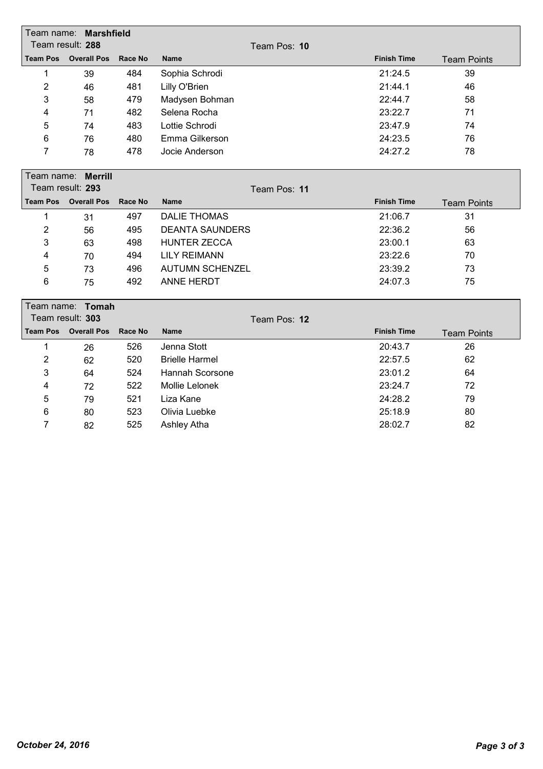Team name: **Marshfield**
Team result: **288** Team Pos: **10**

| Team Pos | Overall Pos | Race No | Name | Finish Time | Team Points |
|---|---|---|---|---|---|
| 1 | 39 | 484 | Sophia Schrodi | 21:24.5 | 39 |
| 2 | 46 | 481 | Lilly O'Brien | 21:44.1 | 46 |
| 3 | 58 | 479 | Madysen Bohman | 22:44.7 | 58 |
| 4 | 71 | 482 | Selena Rocha | 23:22.7 | 71 |
| 5 | 74 | 483 | Lottie Schrodi | 23:47.9 | 74 |
| 6 | 76 | 480 | Emma Gilkerson | 24:23.5 | 76 |
| 7 | 78 | 478 | Jocie Anderson | 24:27.2 | 78 |

Team name: **Merrill**
Team result: **293** Team Pos: **11**

| Team Pos | Overall Pos | Race No | Name | Finish Time | Team Points |
|---|---|---|---|---|---|
| 1 | 31 | 497 | DALIE THOMAS | 21:06.7 | 31 |
| 2 | 56 | 495 | DEANTA SAUNDERS | 22:36.2 | 56 |
| 3 | 63 | 498 | HUNTER ZECCA | 23:00.1 | 63 |
| 4 | 70 | 494 | LILY REIMANN | 23:22.6 | 70 |
| 5 | 73 | 496 | AUTUMN SCHENZEL | 23:39.2 | 73 |
| 6 | 75 | 492 | ANNE HERDT | 24:07.3 | 75 |

Team name: **Tomah**
Team result: **303** Team Pos: **12**

| Team Pos | Overall Pos | Race No | Name | Finish Time | Team Points |
|---|---|---|---|---|---|
| 1 | 26 | 526 | Jenna Stott | 20:43.7 | 26 |
| 2 | 62 | 520 | Brielle Harmel | 22:57.5 | 62 |
| 3 | 64 | 524 | Hannah Scorsone | 23:01.2 | 64 |
| 4 | 72 | 522 | Mollie Lelonek | 23:24.7 | 72 |
| 5 | 79 | 521 | Liza Kane | 24:28.2 | 79 |
| 6 | 80 | 523 | Olivia Luebke | 25:18.9 | 80 |
| 7 | 82 | 525 | Ashley Atha | 28:02.7 | 82 |

*October 24, 2016*